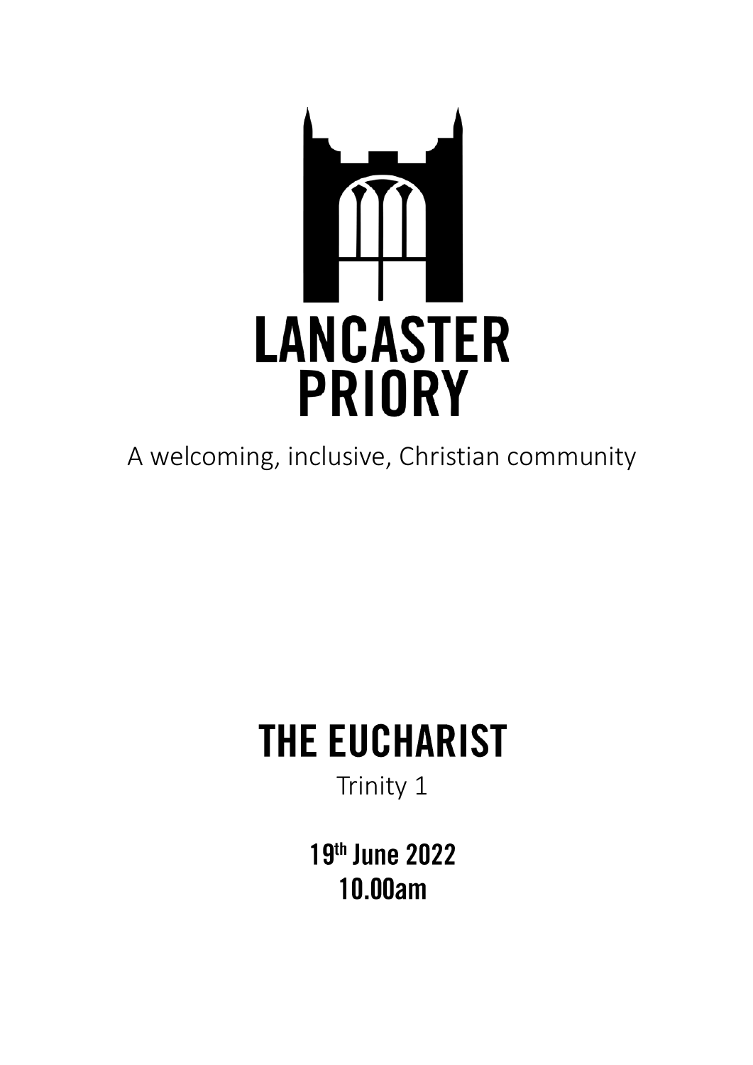# LANCASTER PRIORY

A welcoming, inclusive, Christian community

# THE EUCHARIST

Trinity 1

**19th June 2022**
**10.00am**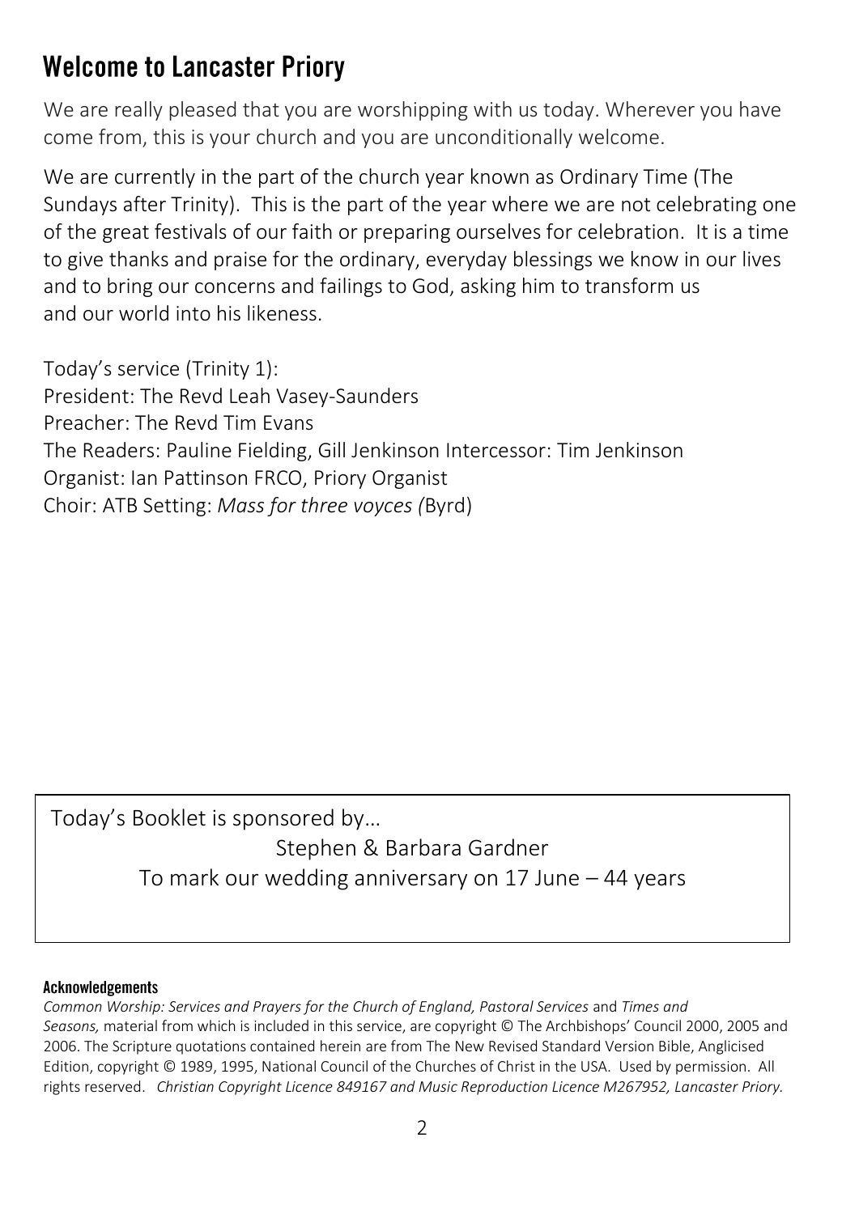# Welcome to Lancaster Priory

We are really pleased that you are worshipping with us today. Wherever you have come from, this is your church and you are unconditionally welcome.

We are currently in the part of the church year known as Ordinary Time (The Sundays after Trinity). This is the part of the year where we are not celebrating one of the great festivals of our faith or preparing ourselves for celebration. It is a time to give thanks and praise for the ordinary, everyday blessings we know in our lives and to bring our concerns and failings to God, asking him to transform us and our world into his likeness.

Today's service (Trinity 1):
President: The Revd Leah Vasey-Saunders
Preacher: The Revd Tim Evans
The Readers: Pauline Fielding, Gill Jenkinson Intercessor: Tim Jenkinson
Organist: Ian Pattinson FRCO, Priory Organist
Choir: ATB Setting: *Mass for three voyces (*Byrd)

Today's Booklet is sponsored by…

Stephen & Barbara Gardner

To mark our wedding anniversary on 17 June – 44 years

#### Acknowledgements

*Common Worship: Services and Prayers for the Church of England, Pastoral Services* and *Times and Seasons,* material from which is included in this service, are copyright © The Archbishops' Council 2000, 2005 and 2006. The Scripture quotations contained herein are from The New Revised Standard Version Bible, Anglicised Edition, copyright © 1989, 1995, National Council of the Churches of Christ in the USA. Used by permission. All rights reserved. *Christian Copyright Licence 849167 and Music Reproduction Licence M267952, Lancaster Priory.*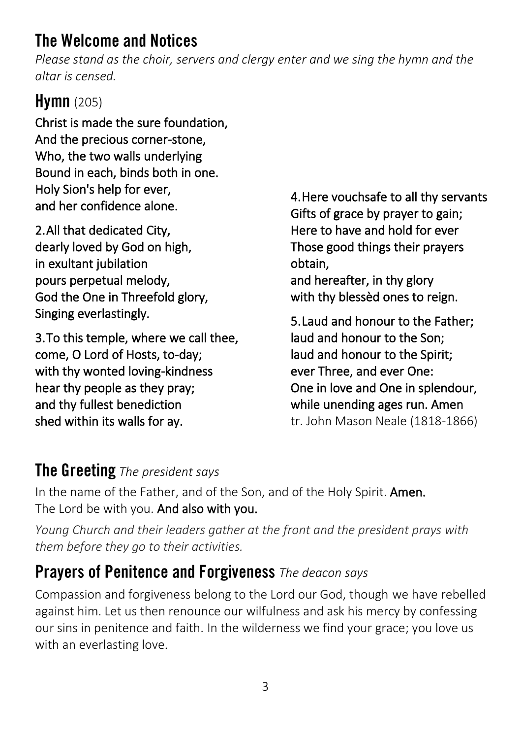## The Welcome and Notices

*Please stand as the choir, servers and clergy enter and we sing the hymn and the altar is censed.*

## Hymn (205)

**Christ is made the sure foundation,**
**And the precious corner-stone,**
**Who, the two walls underlying**
**Bound in each, binds both in one.**
**Holy Sion's help for ever,**
**and her confidence alone.**

**2. All that dedicated City,**
**dearly loved by God on high,**
**in exultant jubilation**
**pours perpetual melody,**
**God the One in Threefold glory,**
**Singing everlastingly.**

**3. To this temple, where we call thee,**
**come, O Lord of Hosts, to-day;**
**with thy wonted loving-kindness**
**hear thy people as they pray;**
**and thy fullest benediction**
**shed within its walls for ay.**

**4. Here vouchsafe to all thy servants**
**Gifts of grace by prayer to gain;**
**Here to have and hold for ever**
**Those good things their prayers obtain,**
**and hereafter, in thy glory**
**with thy blessèd ones to reign.**

**5. Laud and honour to the Father;**
**laud and honour to the Son;**
**laud and honour to the Spirit;**
**ever Three, and ever One:**
**One in love and One in splendour,**
**while unending ages run. Amen**

tr. John Mason Neale (1818-1866)

## The Greeting *The president says*

In the name of the Father, and of the Son, and of the Holy Spirit. **Amen.**
The Lord be with you. **And also with you.**

*Young Church and their leaders gather at the front and the president prays with them before they go to their activities.*

## Prayers of Penitence and Forgiveness *The deacon says*

Compassion and forgiveness belong to the Lord our God, though we have rebelled against him. Let us then renounce our wilfulness and ask his mercy by confessing our sins in penitence and faith. In the wilderness we find your grace; you love us with an everlasting love.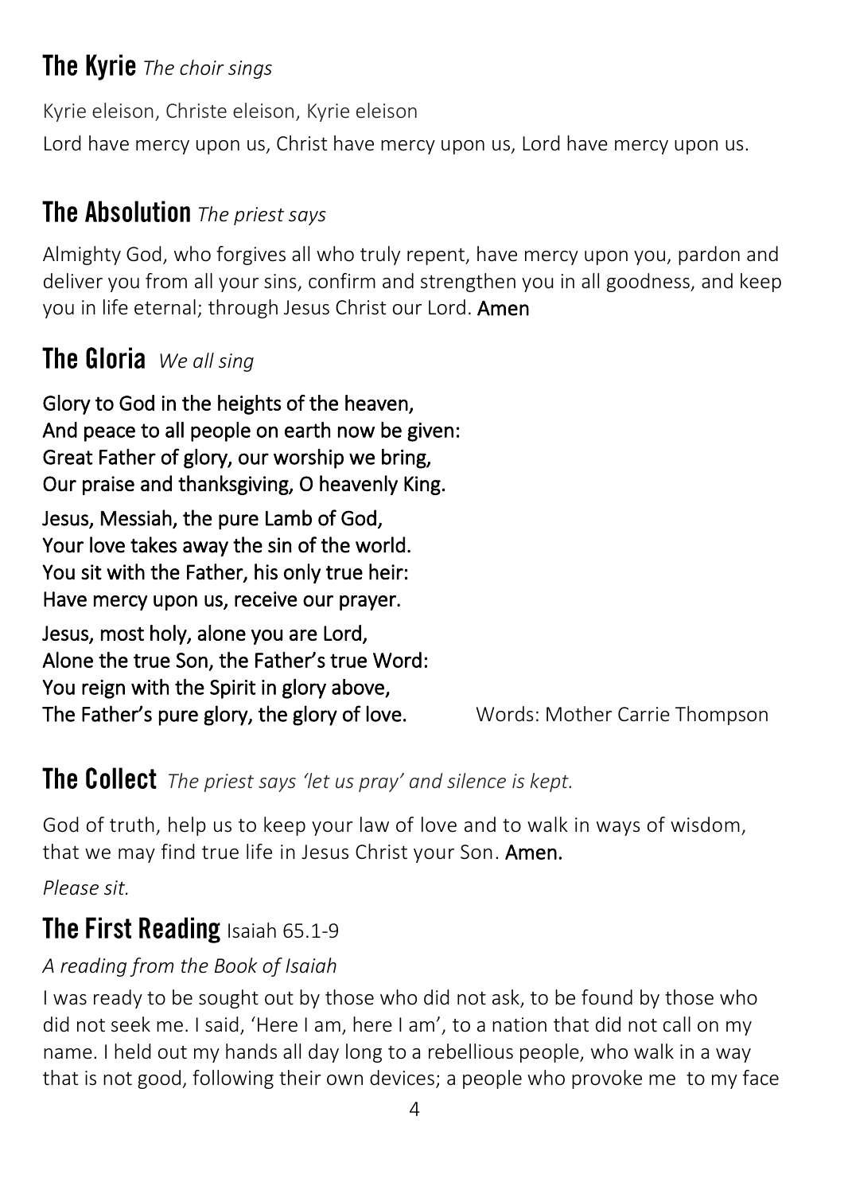## **The Kyrie** *The choir sings*

Kyrie eleison, Christe eleison, Kyrie eleison

Lord have mercy upon us, Christ have mercy upon us, Lord have mercy upon us.

## **The Absolution** *The priest says*

Almighty God, who forgives all who truly repent, have mercy upon you, pardon and deliver you from all your sins, confirm and strengthen you in all goodness, and keep you in life eternal; through Jesus Christ our Lord. **Amen**

## **The Gloria** *We all sing*

**Glory to God in the heights of the heaven,**
**And peace to all people on earth now be given:**
**Great Father of glory, our worship we bring,**
**Our praise and thanksgiving, O heavenly King.**

**Jesus, Messiah, the pure Lamb of God,**
**Your love takes away the sin of the world.**
**You sit with the Father, his only true heir:**
**Have mercy upon us, receive our prayer.**

**Jesus, most holy, alone you are Lord,**
**Alone the true Son, the Father's true Word:**
**You reign with the Spirit in glory above,**
**The Father's pure glory, the glory of love.**

Words: Mother Carrie Thompson

## **The Collect** *The priest says 'let us pray' and silence is kept.*

God of truth, help us to keep your law of love and to walk in ways of wisdom, that we may find true life in Jesus Christ your Son. **Amen.**

*Please sit.*

## **The First Reading** Isaiah 65.1-9

*A reading from the Book of Isaiah*

I was ready to be sought out by those who did not ask, to be found by those who did not seek me. I said, 'Here I am, here I am', to a nation that did not call on my name. I held out my hands all day long to a rebellious people, who walk in a way that is not good, following their own devices; a people who provoke me to my face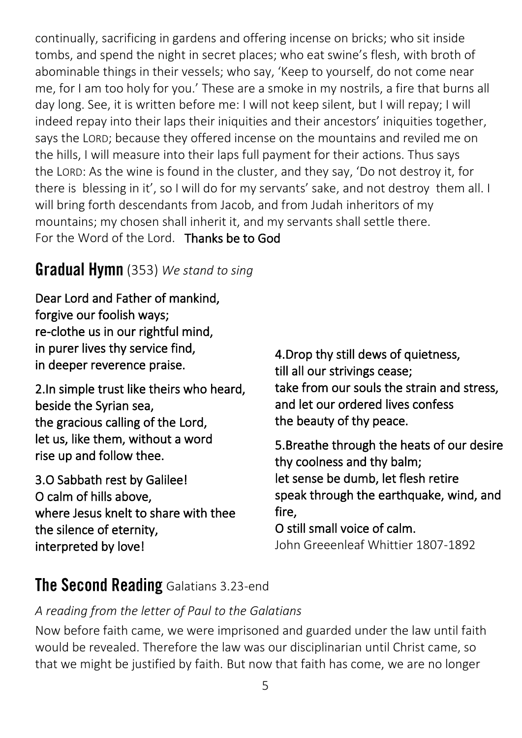continually, sacrificing in gardens and offering incense on bricks; who sit inside tombs, and spend the night in secret places; who eat swine's flesh, with broth of abominable things in their vessels; who say, 'Keep to yourself, do not come near me, for I am too holy for you.' These are a smoke in my nostrils, a fire that burns all day long. See, it is written before me: I will not keep silent, but I will repay; I will indeed repay into their laps their iniquities and their ancestors' iniquities together, says the LORD; because they offered incense on the mountains and reviled me on the hills, I will measure into their laps full payment for their actions. Thus says the LORD: As the wine is found in the cluster, and they say, 'Do not destroy it, for there is blessing in it', so I will do for my servants' sake, and not destroy them all. I will bring forth descendants from Jacob, and from Judah inheritors of my mountains; my chosen shall inherit it, and my servants shall settle there.
For the Word of the Lord. **Thanks be to God**

## Gradual Hymn (353) *We stand to sing*

**Dear Lord and Father of mankind,**
**forgive our foolish ways;**
**re-clothe us in our rightful mind,**
**in purer lives thy service find,**
**in deeper reverence praise.**

**2.In simple trust like theirs who heard,**
**beside the Syrian sea,**
**the gracious calling of the Lord,**
**let us, like them, without a word**
**rise up and follow thee.**

**3.O Sabbath rest by Galilee!**
**O calm of hills above,**
**where Jesus knelt to share with thee**
**the silence of eternity,**
**interpreted by love!**

**4.Drop thy still dews of quietness,**
**till all our strivings cease;**
**take from our souls the strain and stress,**
**and let our ordered lives confess**
**the beauty of thy peace.**

**5.Breathe through the heats of our desire**
**thy coolness and thy balm;**
**let sense be dumb, let flesh retire**
**speak through the earthquake, wind, and fire,**
**O still small voice of calm.**
John Greeenleaf Whittier 1807-1892

## The Second Reading Galatians 3.23-end

*A reading from the letter of Paul to the Galatians*

Now before faith came, we were imprisoned and guarded under the law until faith would be revealed. Therefore the law was our disciplinarian until Christ came, so that we might be justified by faith. But now that faith has come, we are no longer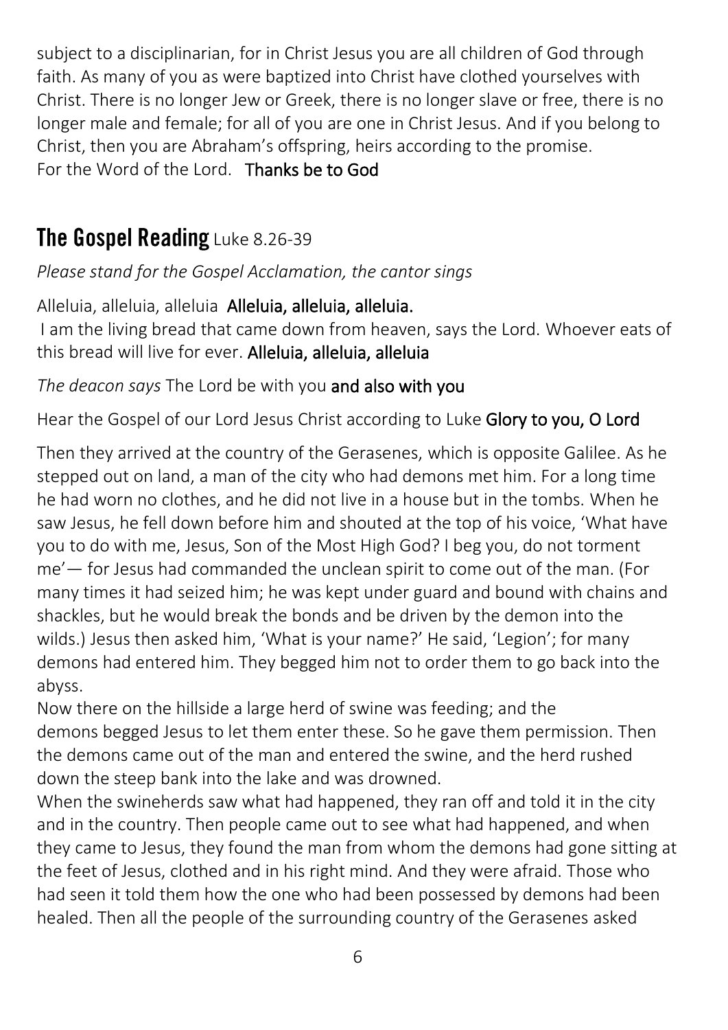subject to a disciplinarian, for in Christ Jesus you are all children of God through faith. As many of you as were baptized into Christ have clothed yourselves with Christ. There is no longer Jew or Greek, there is no longer slave or free, there is no longer male and female; for all of you are one in Christ Jesus. And if you belong to Christ, then you are Abraham's offspring, heirs according to the promise.
For the Word of the Lord. **Thanks be to God**

## The Gospel Reading Luke 8.26-39

*Please stand for the Gospel Acclamation, the cantor sings*

Alleluia, alleluia, alleluia **Alleluia, alleluia, alleluia.**
I am the living bread that came down from heaven, says the Lord. Whoever eats of this bread will live for ever. **Alleluia, alleluia, alleluia**

*The deacon says* The Lord be with you **and also with you**

Hear the Gospel of our Lord Jesus Christ according to Luke **Glory to you, O Lord**

Then they arrived at the country of the Gerasenes, which is opposite Galilee. As he stepped out on land, a man of the city who had demons met him. For a long time he had worn no clothes, and he did not live in a house but in the tombs. When he saw Jesus, he fell down before him and shouted at the top of his voice, 'What have you to do with me, Jesus, Son of the Most High God? I beg you, do not torment me'— for Jesus had commanded the unclean spirit to come out of the man. (For many times it had seized him; he was kept under guard and bound with chains and shackles, but he would break the bonds and be driven by the demon into the wilds.) Jesus then asked him, 'What is your name?' He said, 'Legion'; for many demons had entered him. They begged him not to order them to go back into the abyss.
Now there on the hillside a large herd of swine was feeding; and the demons begged Jesus to let them enter these. So he gave them permission. Then the demons came out of the man and entered the swine, and the herd rushed down the steep bank into the lake and was drowned.
When the swineherds saw what had happened, they ran off and told it in the city and in the country. Then people came out to see what had happened, and when they came to Jesus, they found the man from whom the demons had gone sitting at the feet of Jesus, clothed and in his right mind. And they were afraid. Those who had seen it told them how the one who had been possessed by demons had been healed. Then all the people of the surrounding country of the Gerasenes asked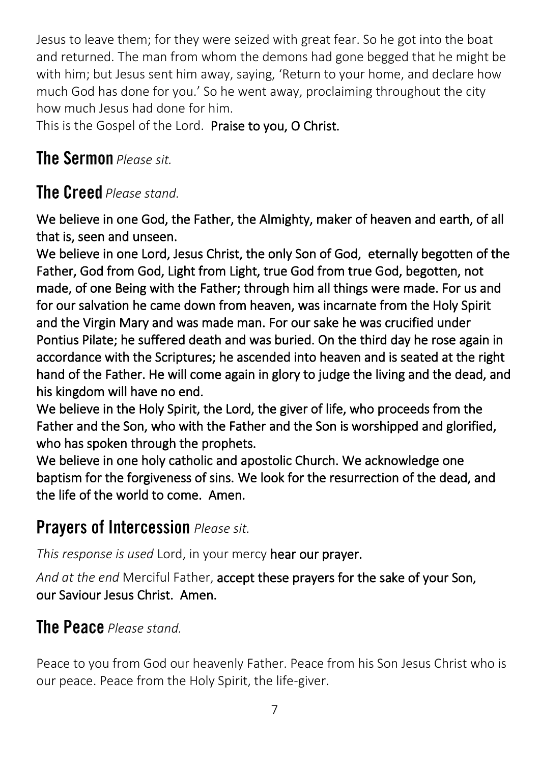Jesus to leave them; for they were seized with great fear. So he got into the boat and returned. The man from whom the demons had gone begged that he might be with him; but Jesus sent him away, saying, 'Return to your home, and declare how much God has done for you.' So he went away, proclaiming throughout the city how much Jesus had done for him.

This is the Gospel of the Lord. **Praise to you, O Christ.**

## The Sermon *Please sit.*

## The Creed *Please stand.*

**We believe in one God, the Father, the Almighty, maker of heaven and earth, of all that is, seen and unseen.**

**We believe in one Lord, Jesus Christ, the only Son of God, eternally begotten of the Father, God from God, Light from Light, true God from true God, begotten, not made, of one Being with the Father; through him all things were made. For us and for our salvation he came down from heaven, was incarnate from the Holy Spirit and the Virgin Mary and was made man. For our sake he was crucified under Pontius Pilate; he suffered death and was buried. On the third day he rose again in accordance with the Scriptures; he ascended into heaven and is seated at the right hand of the Father. He will come again in glory to judge the living and the dead, and his kingdom will have no end.**

**We believe in the Holy Spirit, the Lord, the giver of life, who proceeds from the Father and the Son, who with the Father and the Son is worshipped and glorified, who has spoken through the prophets.**

**We believe in one holy catholic and apostolic Church. We acknowledge one baptism for the forgiveness of sins. We look for the resurrection of the dead, and the life of the world to come. Amen.**

## Prayers of Intercession *Please sit.*

*This response is used* Lord, in your mercy **hear our prayer.**

*And at the end* Merciful Father, **accept these prayers for the sake of your Son, our Saviour Jesus Christ. Amen.**

## The Peace *Please stand.*

Peace to you from God our heavenly Father. Peace from his Son Jesus Christ who is our peace. Peace from the Holy Spirit, the life-giver.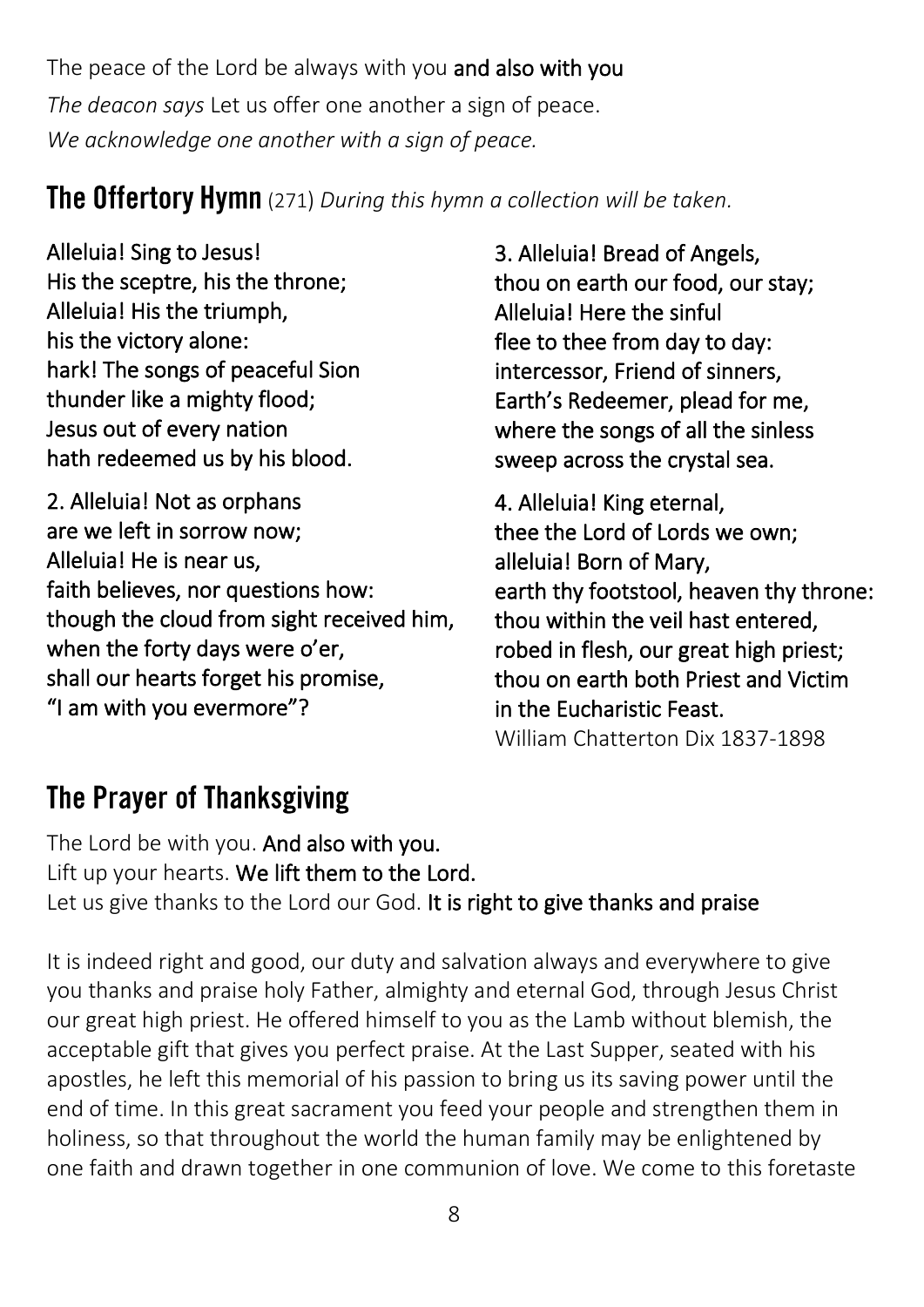The peace of the Lord be always with you **and also with you**

*The deacon says* Let us offer one another a sign of peace.

*We acknowledge one another with a sign of peace.*

## The Offertory Hymn (271) *During this hymn a collection will be taken.*

**Alleluia! Sing to Jesus!**
**His the sceptre, his the throne;**
**Alleluia! His the triumph,**
**his the victory alone:**
**hark! The songs of peaceful Sion**
**thunder like a mighty flood;**
**Jesus out of every nation**
**hath redeemed us by his blood.**

**2. Alleluia! Not as orphans**
**are we left in sorrow now;**
**Alleluia! He is near us,**
**faith believes, nor questions how:**
**though the cloud from sight received him,**
**when the forty days were o'er,**
**shall our hearts forget his promise,**
**"I am with you evermore"?**

**3. Alleluia! Bread of Angels,**
**thou on earth our food, our stay;**
**Alleluia! Here the sinful**
**flee to thee from day to day:**
**intercessor, Friend of sinners,**
**Earth's Redeemer, plead for me,**
**where the songs of all the sinless**
**sweep across the crystal sea.**

**4. Alleluia! King eternal,**
**thee the Lord of Lords we own;**
**alleluia! Born of Mary,**
**earth thy footstool, heaven thy throne:**
**thou within the veil hast entered,**
**robed in flesh, our great high priest;**
**thou on earth both Priest and Victim**
**in the Eucharistic Feast.**

William Chatterton Dix 1837-1898

## The Prayer of Thanksgiving

The Lord be with you. **And also with you.**
Lift up your hearts. **We lift them to the Lord.**
Let us give thanks to the Lord our God. **It is right to give thanks and praise**

It is indeed right and good, our duty and salvation always and everywhere to give you thanks and praise holy Father, almighty and eternal God, through Jesus Christ our great high priest. He offered himself to you as the Lamb without blemish, the acceptable gift that gives you perfect praise. At the Last Supper, seated with his apostles, he left this memorial of his passion to bring us its saving power until the end of time. In this great sacrament you feed your people and strengthen them in holiness, so that throughout the world the human family may be enlightened by one faith and drawn together in one communion of love. We come to this foretaste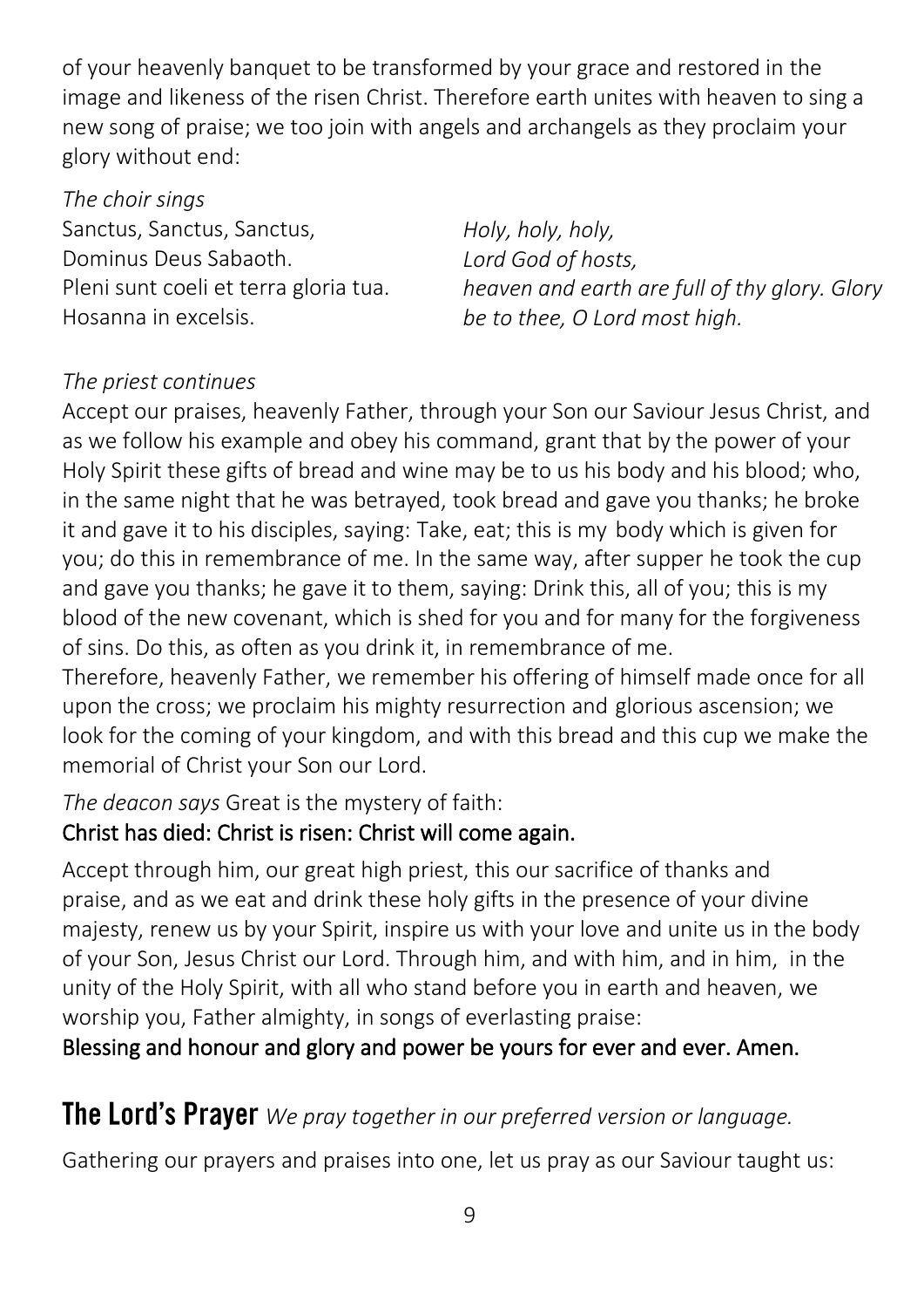of your heavenly banquet to be transformed by your grace and restored in the image and likeness of the risen Christ. Therefore earth unites with heaven to sing a new song of praise; we too join with angels and archangels as they proclaim your glory without end:

*The choir sings*

| | |
|---|---|
| Sanctus, Sanctus, Sanctus, | *Holy, holy, holy,* |
| Dominus Deus Sabaoth. | *Lord God of hosts,* |
| Pleni sunt coeli et terra gloria tua. | *heaven and earth are full of thy glory. Glory* |
| Hosanna in excelsis. | *be to thee, O Lord most high.* |

*The priest continues*

Accept our praises, heavenly Father, through your Son our Saviour Jesus Christ, and as we follow his example and obey his command, grant that by the power of your Holy Spirit these gifts of bread and wine may be to us his body and his blood; who, in the same night that he was betrayed, took bread and gave you thanks; he broke it and gave it to his disciples, saying: Take, eat; this is my body which is given for you; do this in remembrance of me. In the same way, after supper he took the cup and gave you thanks; he gave it to them, saying: Drink this, all of you; this is my blood of the new covenant, which is shed for you and for many for the forgiveness of sins. Do this, as often as you drink it, in remembrance of me.

Therefore, heavenly Father, we remember his offering of himself made once for all upon the cross; we proclaim his mighty resurrection and glorious ascension; we look for the coming of your kingdom, and with this bread and this cup we make the memorial of Christ your Son our Lord.

*The deacon says* Great is the mystery of faith:

**Christ has died: Christ is risen: Christ will come again.**

Accept through him, our great high priest, this our sacrifice of thanks and praise, and as we eat and drink these holy gifts in the presence of your divine majesty, renew us by your Spirit, inspire us with your love and unite us in the body of your Son, Jesus Christ our Lord. Through him, and with him, and in him, in the unity of the Holy Spirit, with all who stand before you in earth and heaven, we worship you, Father almighty, in songs of everlasting praise:

**Blessing and honour and glory and power be yours for ever and ever. Amen.**

## The Lord's Prayer *We pray together in our preferred version or language.*

Gathering our prayers and praises into one, let us pray as our Saviour taught us: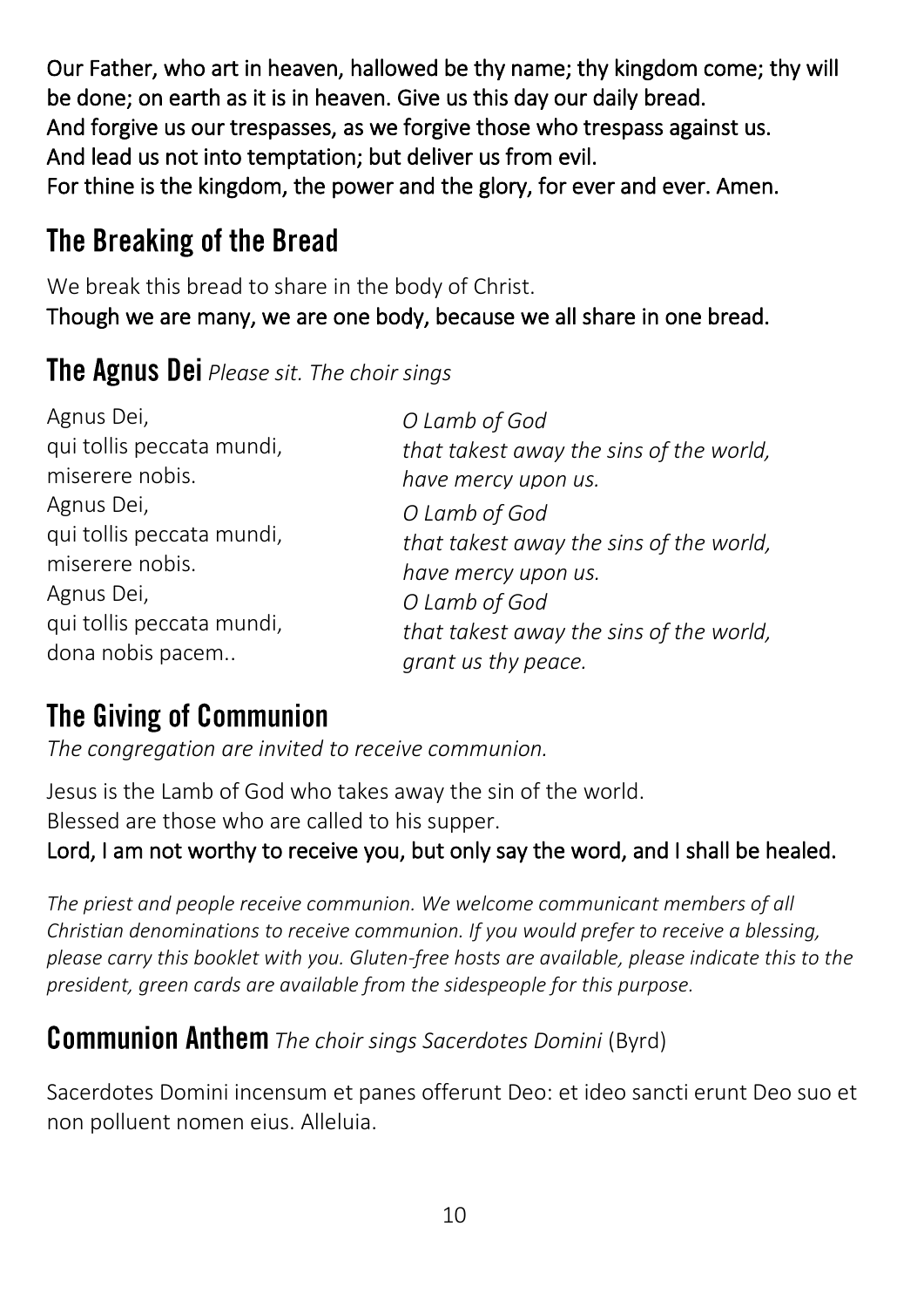**Our Father, who art in heaven, hallowed be thy name; thy kingdom come; thy will be done; on earth as it is in heaven. Give us this day our daily bread.**
**And forgive us our trespasses, as we forgive those who trespass against us.**
**And lead us not into temptation; but deliver us from evil.**
**For thine is the kingdom, the power and the glory, for ever and ever. Amen.**

## The Breaking of the Bread

We break this bread to share in the body of Christ.
**Though we are many, we are one body, because we all share in one bread.**

## The Agnus Dei *Please sit. The choir sings*

| | |
|---|---|
| Agnus Dei,<br>qui tollis peccata mundi,<br>miserere nobis. | *O Lamb of God*<br>*that takest away the sins of the world,*<br>*have mercy upon us.* |
| Agnus Dei,<br>qui tollis peccata mundi,<br>miserere nobis. | *O Lamb of God*<br>*that takest away the sins of the world,*<br>*have mercy upon us.* |
| Agnus Dei,<br>qui tollis peccata mundi,<br>dona nobis pacem.. | *O Lamb of God*<br>*that takest away the sins of the world,*<br>*grant us thy peace.* |

## The Giving of Communion

*The congregation are invited to receive communion.*

Jesus is the Lamb of God who takes away the sin of the world.
Blessed are those who are called to his supper.
**Lord, I am not worthy to receive you, but only say the word, and I shall be healed.**

*The priest and people receive communion. We welcome communicant members of all Christian denominations to receive communion. If you would prefer to receive a blessing, please carry this booklet with you. Gluten-free hosts are available, please indicate this to the president, green cards are available from the sidespeople for this purpose.*

## Communion Anthem *The choir sings Sacerdotes Domini* (Byrd)

Sacerdotes Domini incensum et panes offerunt Deo: et ideo sancti erunt Deo suo et non polluent nomen eius. Alleluia.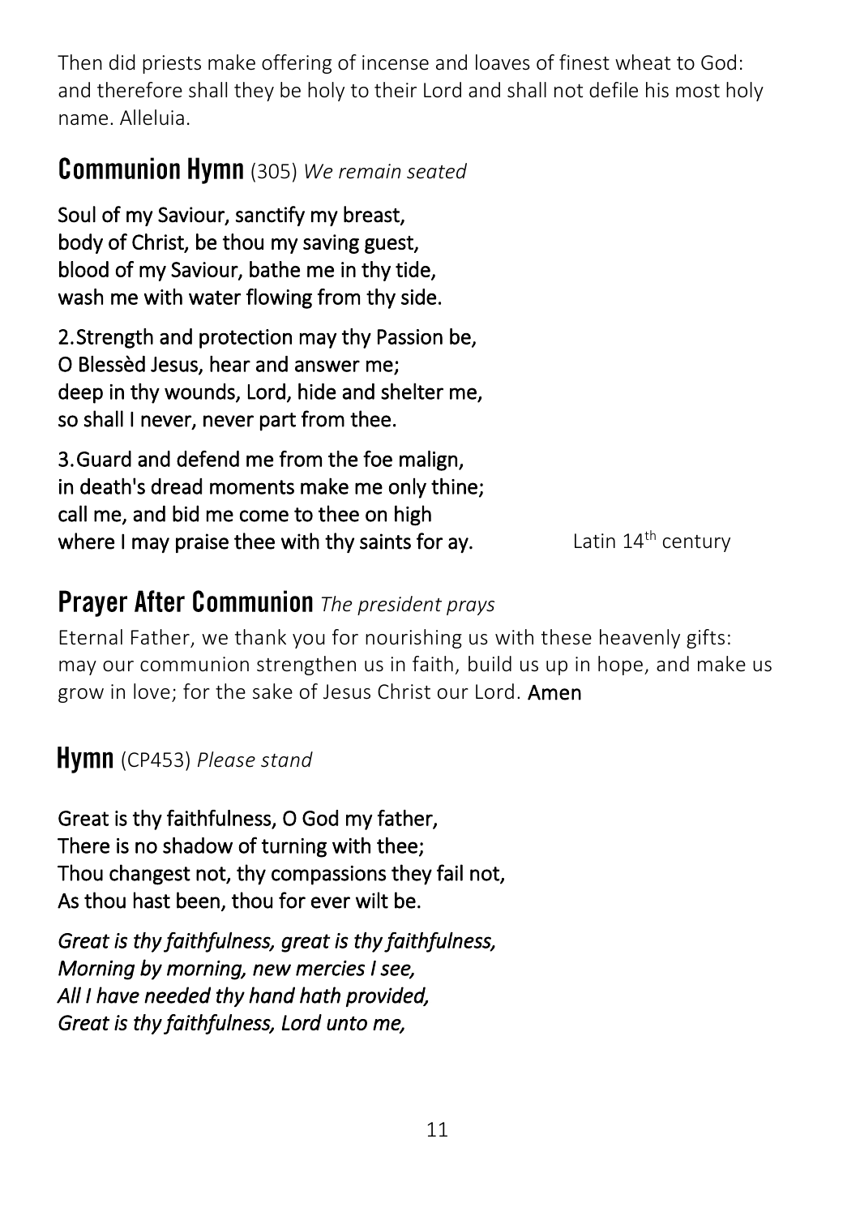Then did priests make offering of incense and loaves of finest wheat to God: and therefore shall they be holy to their Lord and shall not defile his most holy name. Alleluia.

## Communion Hymn (305) *We remain seated*

**Soul of my Saviour, sanctify my breast,**
**body of Christ, be thou my saving guest,**
**blood of my Saviour, bathe me in thy tide,**
**wash me with water flowing from thy side.**

**2. Strength and protection may thy Passion be,**
**O Blessèd Jesus, hear and answer me;**
**deep in thy wounds, Lord, hide and shelter me,**
**so shall I never, never part from thee.**

**3. Guard and defend me from the foe malign,**
**in death's dread moments make me only thine;**
**call me, and bid me come to thee on high**
**where I may praise thee with thy saints for ay.**

Latin 14th century

## Prayer After Communion *The president prays*

Eternal Father, we thank you for nourishing us with these heavenly gifts: may our communion strengthen us in faith, build us up in hope, and make us grow in love; for the sake of Jesus Christ our Lord. **Amen**

## Hymn (CP453) *Please stand*

**Great is thy faithfulness, O God my father,**
**There is no shadow of turning with thee;**
**Thou changest not, thy compassions they fail not,**
**As thou hast been, thou for ever wilt be.**

***Great is thy faithfulness, great is thy faithfulness,***
***Morning by morning, new mercies I see,***
***All I have needed thy hand hath provided,***
***Great is thy faithfulness, Lord unto me,***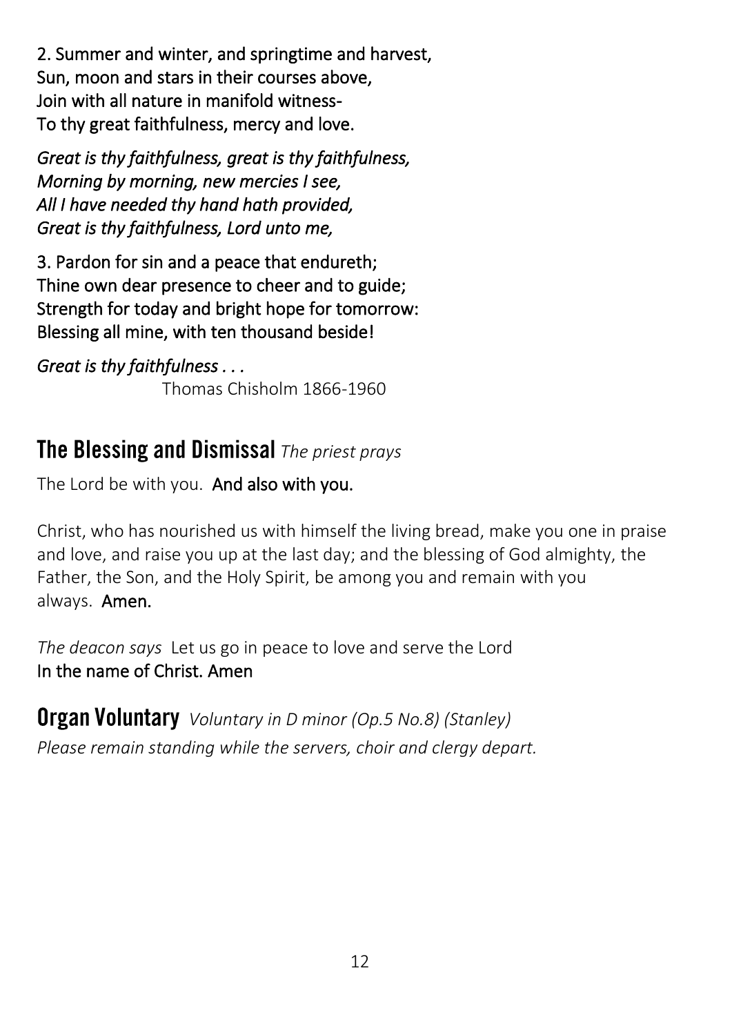**2. Summer and winter, and springtime and harvest,**
**Sun, moon and stars in their courses above,**
**Join with all nature in manifold witness-**
**To thy great faithfulness, mercy and love.**

***Great is thy faithfulness, great is thy faithfulness,***
***Morning by morning, new mercies I see,***
***All I have needed thy hand hath provided,***
***Great is thy faithfulness, Lord unto me,***

**3. Pardon for sin and a peace that endureth;**
**Thine own dear presence to cheer and to guide;**
**Strength for today and bright hope for tomorrow:**
**Blessing all mine, with ten thousand beside!**

***Great is thy faithfulness . . .***

Thomas Chisholm 1866-1960

## The Blessing and Dismissal *The priest prays*

The Lord be with you. **And also with you.**

Christ, who has nourished us with himself the living bread, make you one in praise and love, and raise you up at the last day; and the blessing of God almighty, the Father, the Son, and the Holy Spirit, be among you and remain with you always. **Amen.**

*The deacon says* Let us go in peace to love and serve the Lord
**In the name of Christ. Amen**

## Organ Voluntary *Voluntary in D minor (Op.5 No.8) (Stanley)*

*Please remain standing while the servers, choir and clergy depart.*